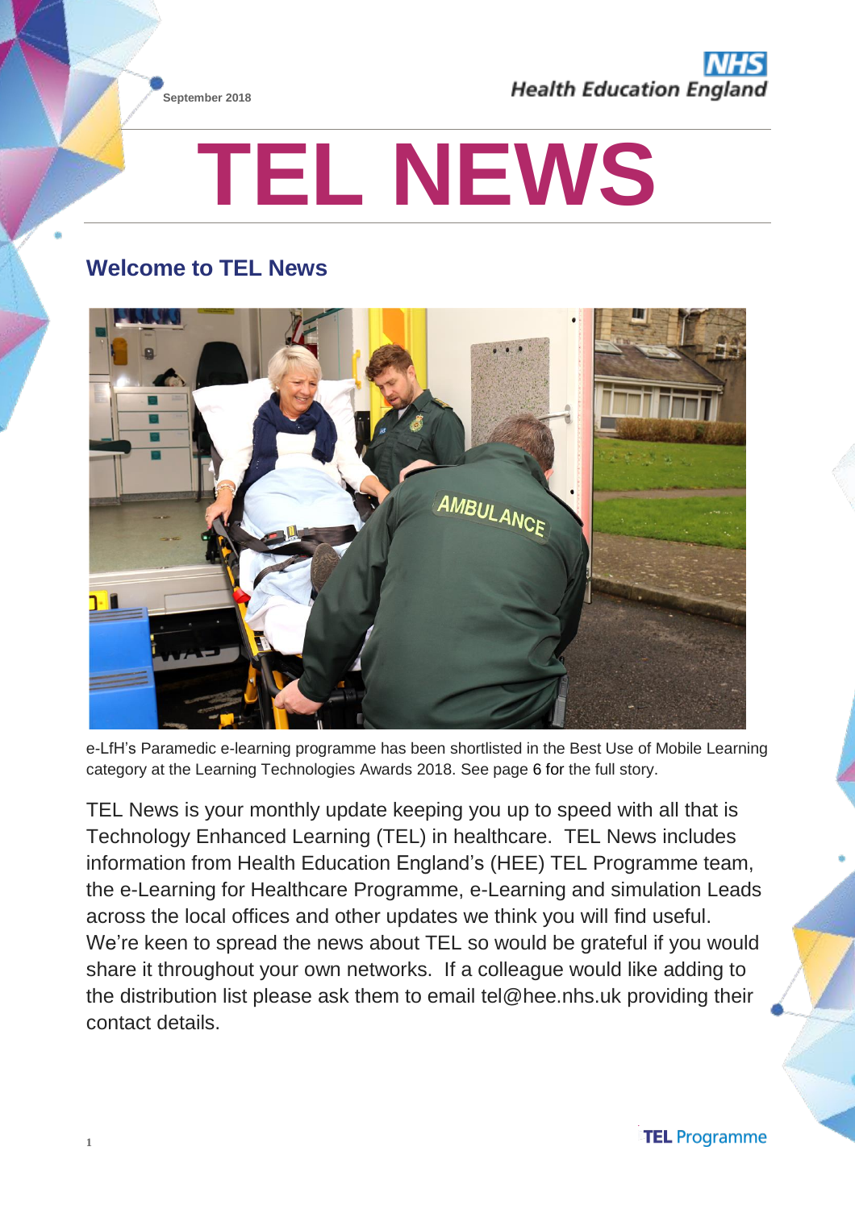September 2018

# TEL NEWS

## Welcome to TEL News

e-LfH's Paramedic e-learning programme has been shortlisted in the Best Use of Mobile Learning category at the Learning Technologies Awards 2018. See page 6 for the full story.

TEL News is your monthly update keeping you up to speed with all that is Technology Enhanced Learning (TEL) in healthcare. TEL News includes information from Health Education England's (HEE) TEL Programme team, the e-Learning for Healthcare Programme, e-Learning and simulation Leads across the local offices and other updates we think you will find useful. We're keen to spread the news about TEL so would be grateful if you would share it throughout your own networks. If a colleague would like adding to the distribution list please ask them to email tel@hee.nhs.uk providing their contact details.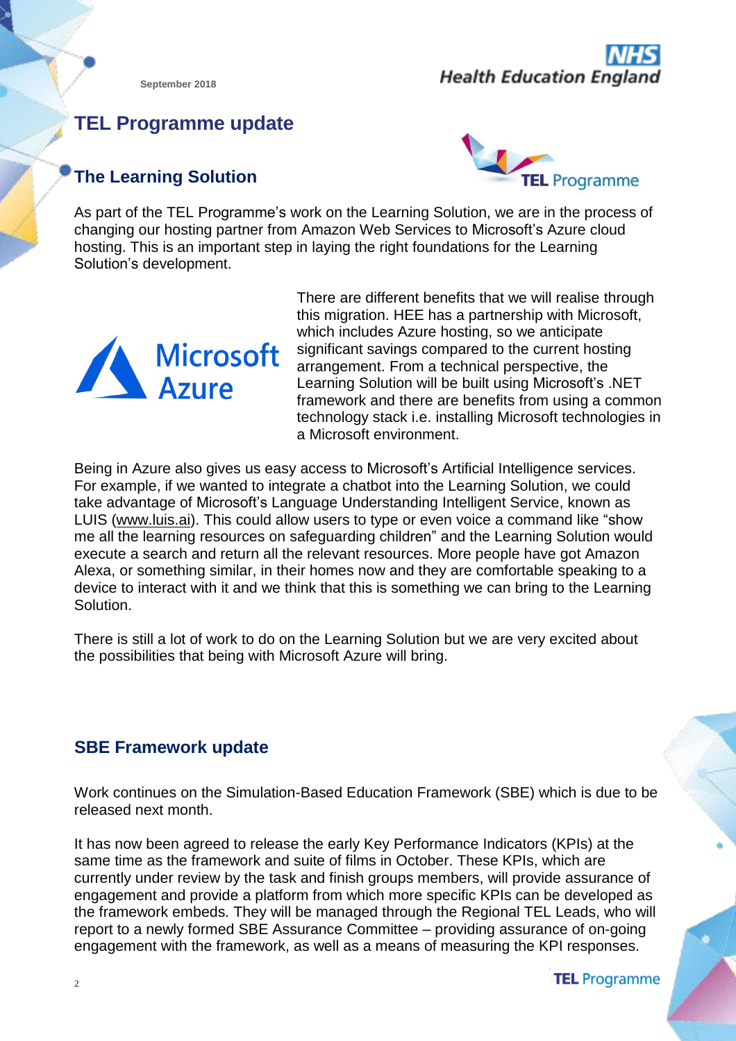September 2018

# TEL Programme update

## The Learning Solution

As part of the TEL Programme's work on the Learning Solution, we are in the process of changing our hosting partner from Amazon Web Services to Microsoft's Azure cloud hosting. This is an important step in laying the right foundations for the Learning Solution's development.

There are different benefits that we will realise through this migration. HEE has a partnership with Microsoft, which includes Azure hosting, so we anticipate significant savings compared to the current hosting arrangement. From a technical perspective, the Learning Solution will be built using Microsoft's .NET framework and there are benefits from using a common technology stack i.e. installing Microsoft technologies in a Microsoft environment.

Being in Azure also gives us easy access to Microsoft's Artificial Intelligence services. For example, if we wanted to integrate a chatbot into the Learning Solution, we could take advantage of Microsoft's Language Understanding Intelligent Service, known as LUIS (www.luis.ai). This could allow users to type or even voice a command like "show me all the learning resources on safeguarding children" and the Learning Solution would execute a search and return all the relevant resources. More people have got Amazon Alexa, or something similar, in their homes now and they are comfortable speaking to a device to interact with it and we think that this is something we can bring to the Learning Solution.

There is still a lot of work to do on the Learning Solution but we are very excited about the possibilities that being with Microsoft Azure will bring.

## SBE Framework update

Work continues on the Simulation-Based Education Framework (SBE) which is due to be released next month.

It has now been agreed to release the early Key Performance Indicators (KPIs) at the same time as the framework and suite of films in October. These KPIs, which are currently under review by the task and finish groups members, will provide assurance of engagement and provide a platform from which more specific KPIs can be developed as the framework embeds. They will be managed through the Regional TEL Leads, who will report to a newly formed SBE Assurance Committee – providing assurance of on-going engagement with the framework, as well as a means of measuring the KPI responses.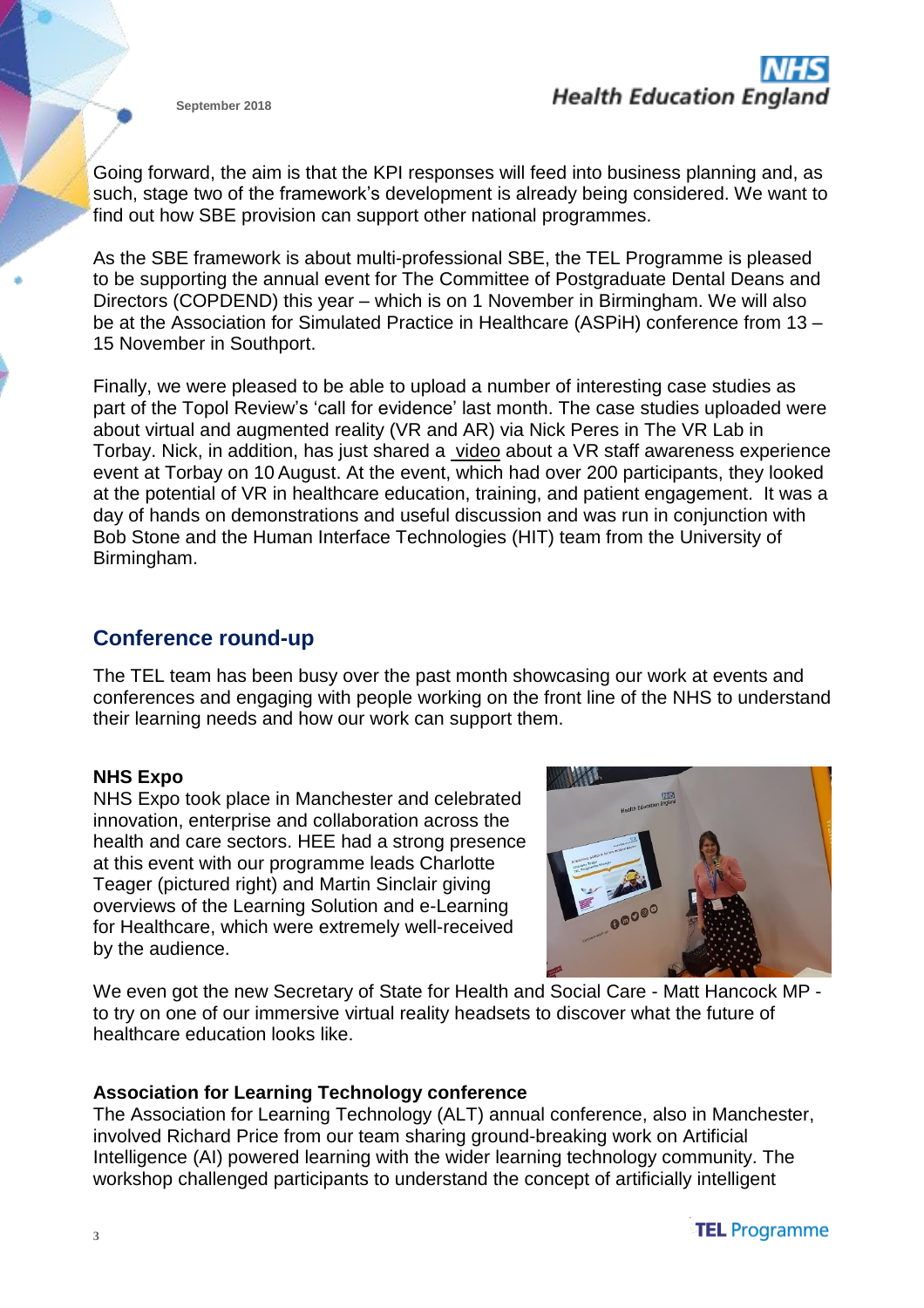Going forward, the aim is that the KPI responses will feed into business planning and, as such, stage two of the framework's development is already being considered. We want to find out how SBE provision can support other national programmes.

As the SBE framework is about multi-professional SBE, the TEL Programme is pleased to be supporting the annual event for The Committee of Postgraduate Dental Deans and Directors (COPDEND) this year – which is on 1 November in Birmingham. We will also be at the Association for Simulated Practice in Healthcare (ASPiH) conference from 13 – 15 November in Southport.

Finally, we were pleased to be able to upload a number of interesting case studies as part of the Topol Review's 'call for evidence' last month. The case studies uploaded were about virtual and augmented reality (VR and AR) via Nick Peres in The VR Lab in Torbay. Nick, in addition, has just shared a video about a VR staff awareness experience event at Torbay on 10 August. At the event, which had over 200 participants, they looked at the potential of VR in healthcare education, training, and patient engagement. It was a day of hands on demonstrations and useful discussion and was run in conjunction with Bob Stone and the Human Interface Technologies (HIT) team from the University of Birmingham.

## Conference round-up

The TEL team has been busy over the past month showcasing our work at events and conferences and engaging with people working on the front line of the NHS to understand their learning needs and how our work can support them.

**NHS Expo**

NHS Expo took place in Manchester and celebrated innovation, enterprise and collaboration across the health and care sectors. HEE had a strong presence at this event with our programme leads Charlotte Teager (pictured right) and Martin Sinclair giving overviews of the Learning Solution and e-Learning for Healthcare, which were extremely well-received by the audience.

We even got the new Secretary of State for Health and Social Care - Matt Hancock MP - to try on one of our immersive virtual reality headsets to discover what the future of healthcare education looks like.

**Association for Learning Technology conference**

The Association for Learning Technology (ALT) annual conference, also in Manchester, involved Richard Price from our team sharing ground-breaking work on Artificial Intelligence (AI) powered learning with the wider learning technology community. The workshop challenged participants to understand the concept of artificially intelligent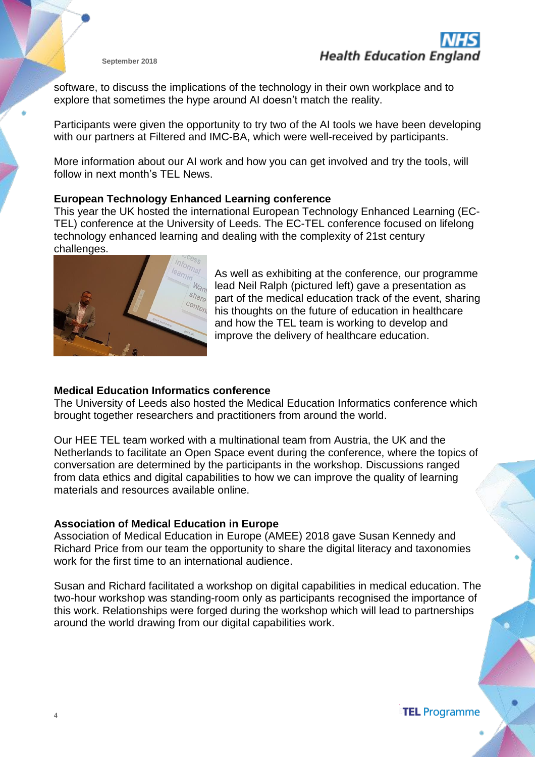software, to discuss the implications of the technology in their own workplace and to explore that sometimes the hype around AI doesn't match the reality.

Participants were given the opportunity to try two of the AI tools we have been developing with our partners at Filtered and IMC-BA, which were well-received by participants.

More information about our AI work and how you can get involved and try the tools, will follow in next month's TEL News.

**European Technology Enhanced Learning conference**

This year the UK hosted the international European Technology Enhanced Learning (EC-TEL) conference at the University of Leeds. The EC-TEL conference focused on lifelong technology enhanced learning and dealing with the complexity of 21st century challenges.

As well as exhibiting at the conference, our programme lead Neil Ralph (pictured left) gave a presentation as part of the medical education track of the event, sharing his thoughts on the future of education in healthcare and how the TEL team is working to develop and improve the delivery of healthcare education.

**Medical Education Informatics conference**

The University of Leeds also hosted the Medical Education Informatics conference which brought together researchers and practitioners from around the world.

Our HEE TEL team worked with a multinational team from Austria, the UK and the Netherlands to facilitate an Open Space event during the conference, where the topics of conversation are determined by the participants in the workshop. Discussions ranged from data ethics and digital capabilities to how we can improve the quality of learning materials and resources available online.

**Association of Medical Education in Europe**

Association of Medical Education in Europe (AMEE) 2018 gave Susan Kennedy and Richard Price from our team the opportunity to share the digital literacy and taxonomies work for the first time to an international audience.

Susan and Richard facilitated a workshop on digital capabilities in medical education. The two-hour workshop was standing-room only as participants recognised the importance of this work. Relationships were forged during the workshop which will lead to partnerships around the world drawing from our digital capabilities work.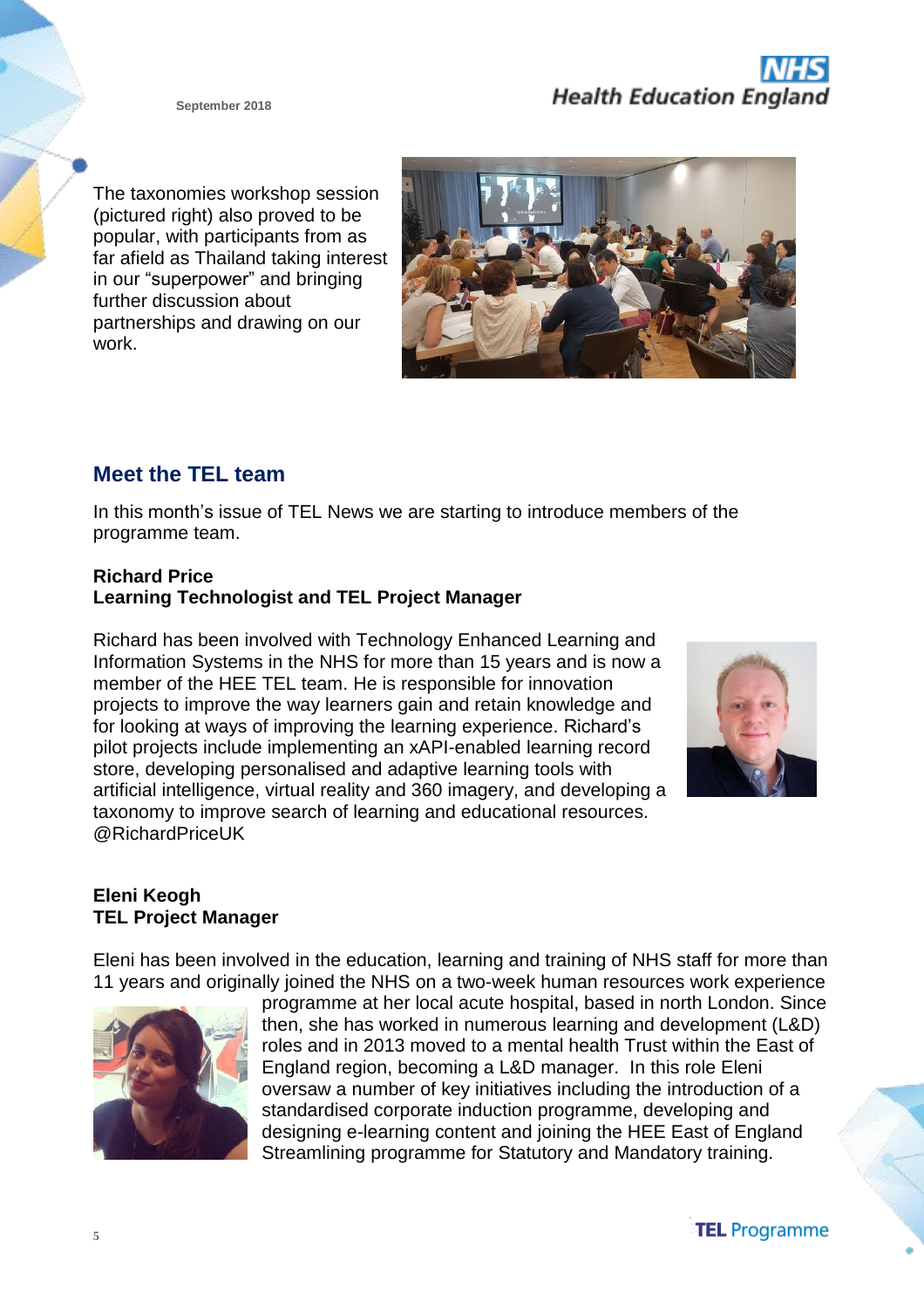The taxonomies workshop session (pictured right) also proved to be popular, with participants from as far afield as Thailand taking interest in our "superpower" and bringing further discussion about partnerships and drawing on our work.

## Meet the TEL team

In this month's issue of TEL News we are starting to introduce members of the programme team.

**Richard Price**
**Learning Technologist and TEL Project Manager**

Richard has been involved with Technology Enhanced Learning and Information Systems in the NHS for more than 15 years and is now a member of the HEE TEL team. He is responsible for innovation projects to improve the way learners gain and retain knowledge and for looking at ways of improving the learning experience. Richard's pilot projects include implementing an xAPI-enabled learning record store, developing personalised and adaptive learning tools with artificial intelligence, virtual reality and 360 imagery, and developing a taxonomy to improve search of learning and educational resources. @RichardPriceUK

**Eleni Keogh**
**TEL Project Manager**

Eleni has been involved in the education, learning and training of NHS staff for more than 11 years and originally joined the NHS on a two-week human resources work experience programme at her local acute hospital, based in north London. Since then, she has worked in numerous learning and development (L&D) roles and in 2013 moved to a mental health Trust within the East of England region, becoming a L&D manager. In this role Eleni oversaw a number of key initiatives including the introduction of a standardised corporate induction programme, developing and designing e-learning content and joining the HEE East of England Streamlining programme for Statutory and Mandatory training.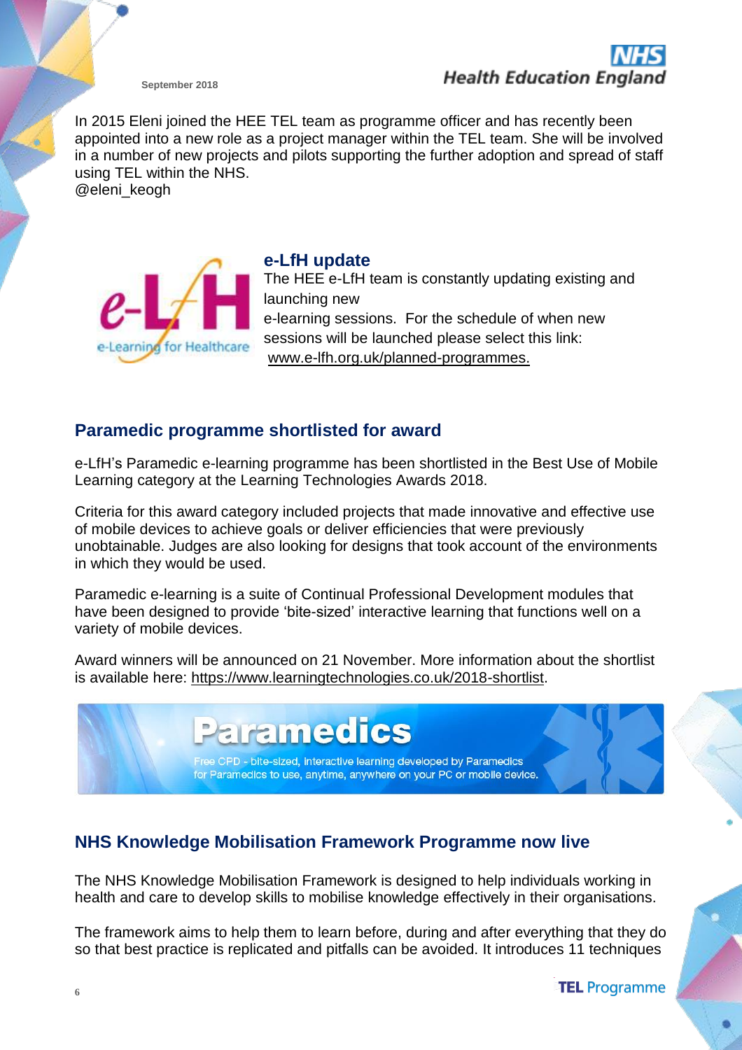In 2015 Eleni joined the HEE TEL team as programme officer and has recently been appointed into a new role as a project manager within the TEL team. She will be involved in a number of new projects and pilots supporting the further adoption and spread of staff using TEL within the NHS.
@eleni_keogh

### e-LfH update

The HEE e-LfH team is constantly updating existing and launching new e-learning sessions. For the schedule of when new sessions will be launched please select this link: www.e-lfh.org.uk/planned-programmes.

## Paramedic programme shortlisted for award

e-LfH's Paramedic e-learning programme has been shortlisted in the Best Use of Mobile Learning category at the Learning Technologies Awards 2018.

Criteria for this award category included projects that made innovative and effective use of mobile devices to achieve goals or deliver efficiencies that were previously unobtainable. Judges are also looking for designs that took account of the environments in which they would be used.

Paramedic e-learning is a suite of Continual Professional Development modules that have been designed to provide 'bite-sized' interactive learning that functions well on a variety of mobile devices.

Award winners will be announced on 21 November. More information about the shortlist is available here: https://www.learningtechnologies.co.uk/2018-shortlist.

**Paramedics**

Free CPD - bite-sized, interactive learning developed by Paramedics for Paramedics to use, anytime, anywhere on your PC or mobile device.

## NHS Knowledge Mobilisation Framework Programme now live

The NHS Knowledge Mobilisation Framework is designed to help individuals working in health and care to develop skills to mobilise knowledge effectively in their organisations.

The framework aims to help them to learn before, during and after everything that they do so that best practice is replicated and pitfalls can be avoided. It introduces 11 techniques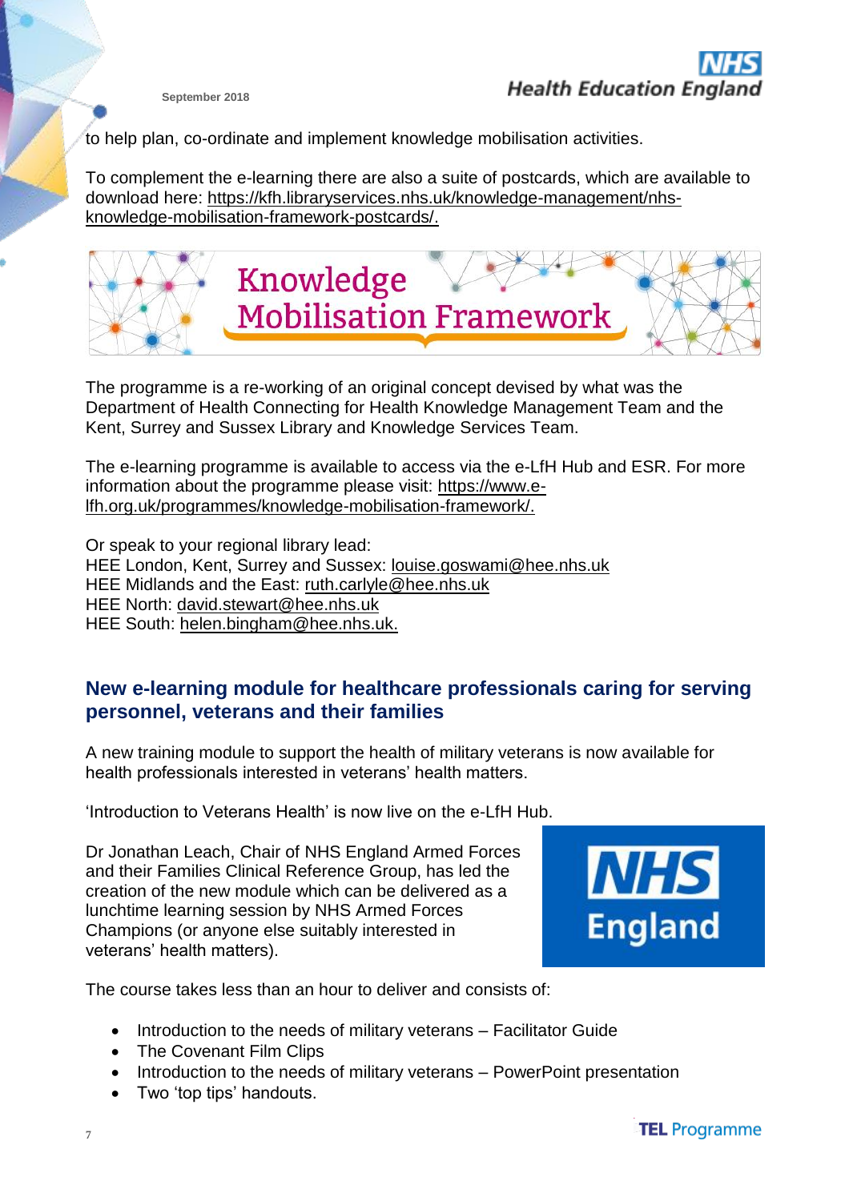to help plan, co-ordinate and implement knowledge mobilisation activities.

To complement the e-learning there are also a suite of postcards, which are available to download here: https://kfh.libraryservices.nhs.uk/knowledge-management/nhs-knowledge-mobilisation-framework-postcards/.

Knowledge Mobilisation Framework

The programme is a re-working of an original concept devised by what was the Department of Health Connecting for Health Knowledge Management Team and the Kent, Surrey and Sussex Library and Knowledge Services Team.

The e-learning programme is available to access via the e-LfH Hub and ESR. For more information about the programme please visit: https://www.e-lfh.org.uk/programmes/knowledge-mobilisation-framework/.

Or speak to your regional library lead:
HEE London, Kent, Surrey and Sussex: louise.goswami@hee.nhs.uk
HEE Midlands and the East: ruth.carlyle@hee.nhs.uk
HEE North: david.stewart@hee.nhs.uk
HEE South: helen.bingham@hee.nhs.uk.

## New e-learning module for healthcare professionals caring for serving personnel, veterans and their families

A new training module to support the health of military veterans is now available for health professionals interested in veterans' health matters.

'Introduction to Veterans Health' is now live on the e-LfH Hub.

Dr Jonathan Leach, Chair of NHS England Armed Forces and their Families Clinical Reference Group, has led the creation of the new module which can be delivered as a lunchtime learning session by NHS Armed Forces Champions (or anyone else suitably interested in veterans' health matters).

NHS England

The course takes less than an hour to deliver and consists of:

- Introduction to the needs of military veterans – Facilitator Guide
- The Covenant Film Clips
- Introduction to the needs of military veterans – PowerPoint presentation
- Two 'top tips' handouts.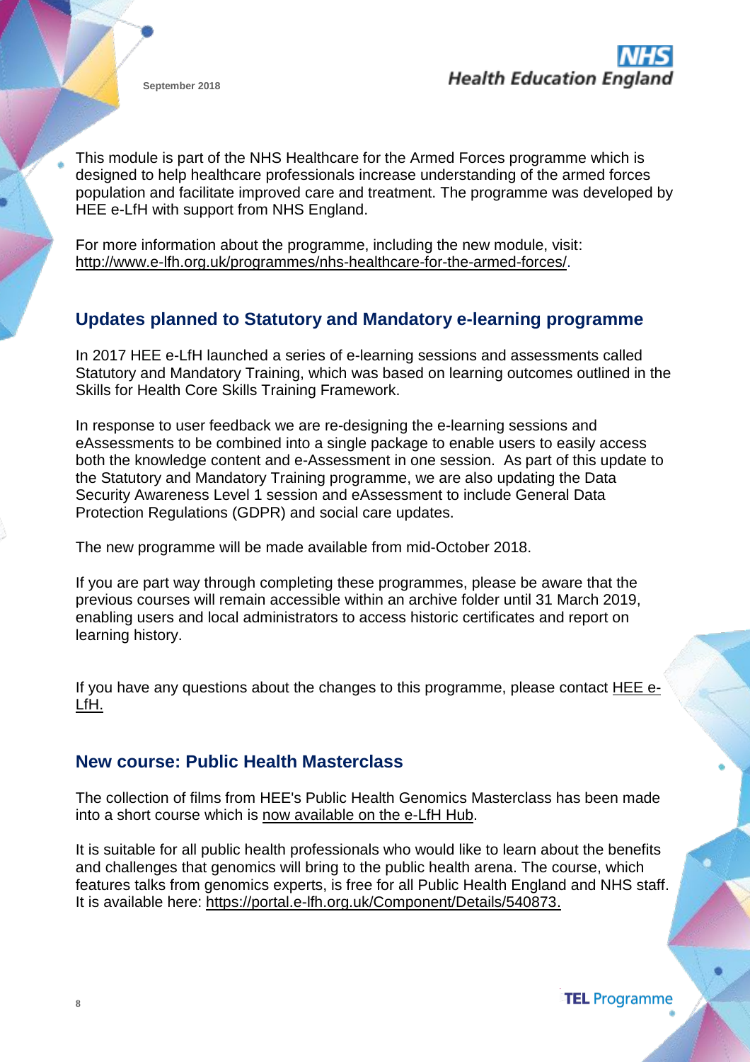This module is part of the NHS Healthcare for the Armed Forces programme which is designed to help healthcare professionals increase understanding of the armed forces population and facilitate improved care and treatment. The programme was developed by HEE e-LfH with support from NHS England.

For more information about the programme, including the new module, visit: http://www.e-lfh.org.uk/programmes/nhs-healthcare-for-the-armed-forces/.

## Updates planned to Statutory and Mandatory e-learning programme

In 2017 HEE e-LfH launched a series of e-learning sessions and assessments called Statutory and Mandatory Training, which was based on learning outcomes outlined in the Skills for Health Core Skills Training Framework.

In response to user feedback we are re-designing the e-learning sessions and eAssessments to be combined into a single package to enable users to easily access both the knowledge content and e-Assessment in one session. As part of this update to the Statutory and Mandatory Training programme, we are also updating the Data Security Awareness Level 1 session and eAssessment to include General Data Protection Regulations (GDPR) and social care updates.

The new programme will be made available from mid-October 2018.

If you are part way through completing these programmes, please be aware that the previous courses will remain accessible within an archive folder until 31 March 2019, enabling users and local administrators to access historic certificates and report on learning history.

If you have any questions about the changes to this programme, please contact HEE e-LfH.

## New course: Public Health Masterclass

The collection of films from HEE's Public Health Genomics Masterclass has been made into a short course which is now available on the e-LfH Hub.

It is suitable for all public health professionals who would like to learn about the benefits and challenges that genomics will bring to the public health arena. The course, which features talks from genomics experts, is free for all Public Health England and NHS staff. It is available here: https://portal.e-lfh.org.uk/Component/Details/540873.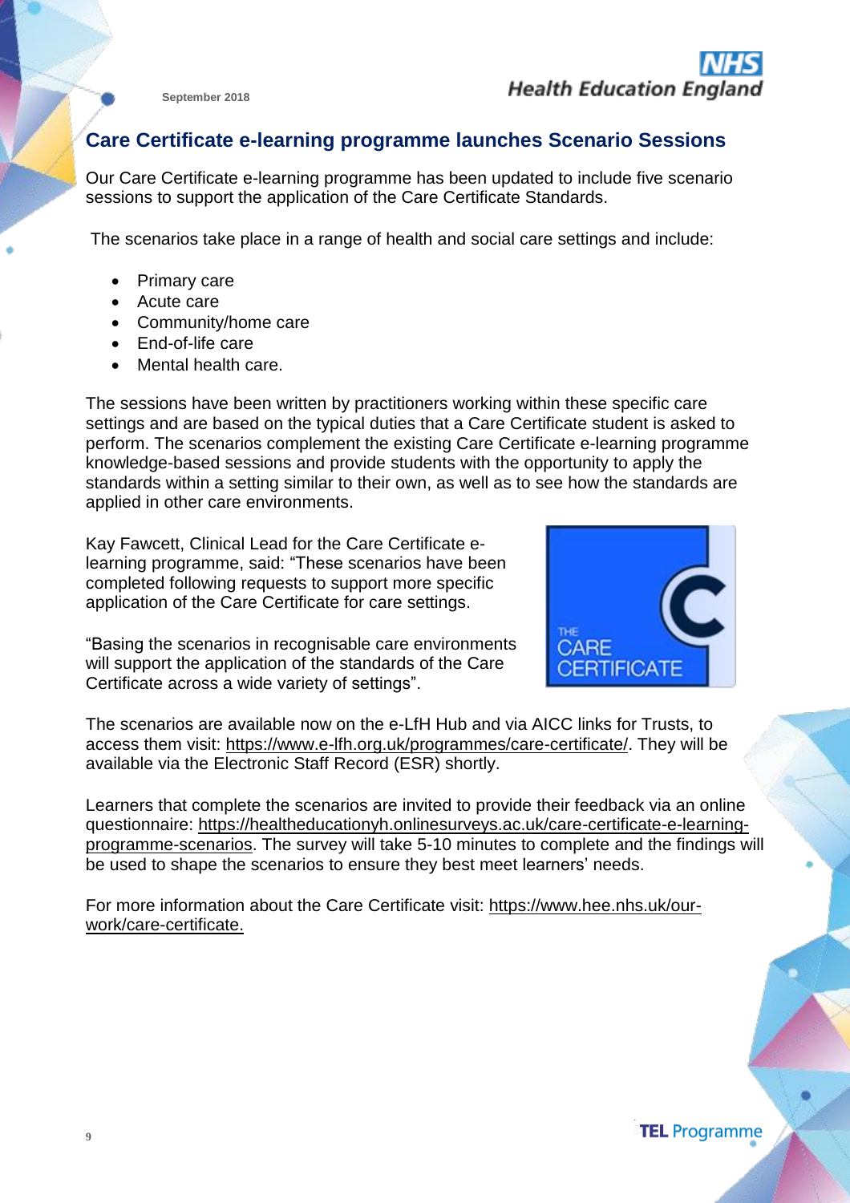September 2018

## Care Certificate e-learning programme launches Scenario Sessions

Our Care Certificate e-learning programme has been updated to include five scenario sessions to support the application of the Care Certificate Standards.

The scenarios take place in a range of health and social care settings and include:

- Primary care
- Acute care
- Community/home care
- End-of-life care
- Mental health care.

The sessions have been written by practitioners working within these specific care settings and are based on the typical duties that a Care Certificate student is asked to perform. The scenarios complement the existing Care Certificate e-learning programme knowledge-based sessions and provide students with the opportunity to apply the standards within a setting similar to their own, as well as to see how the standards are applied in other care environments.

Kay Fawcett, Clinical Lead for the Care Certificate e-learning programme, said: "These scenarios have been completed following requests to support more specific application of the Care Certificate for care settings.

"Basing the scenarios in recognisable care environments will support the application of the standards of the Care Certificate across a wide variety of settings".

The scenarios are available now on the e-LfH Hub and via AICC links for Trusts, to access them visit: https://www.e-lfh.org.uk/programmes/care-certificate/. They will be available via the Electronic Staff Record (ESR) shortly.

Learners that complete the scenarios are invited to provide their feedback via an online questionnaire: https://healtheducationyh.onlinesurveys.ac.uk/care-certificate-e-learning-programme-scenarios. The survey will take 5-10 minutes to complete and the findings will be used to shape the scenarios to ensure they best meet learners' needs.

For more information about the Care Certificate visit: https://www.hee.nhs.uk/our-work/care-certificate.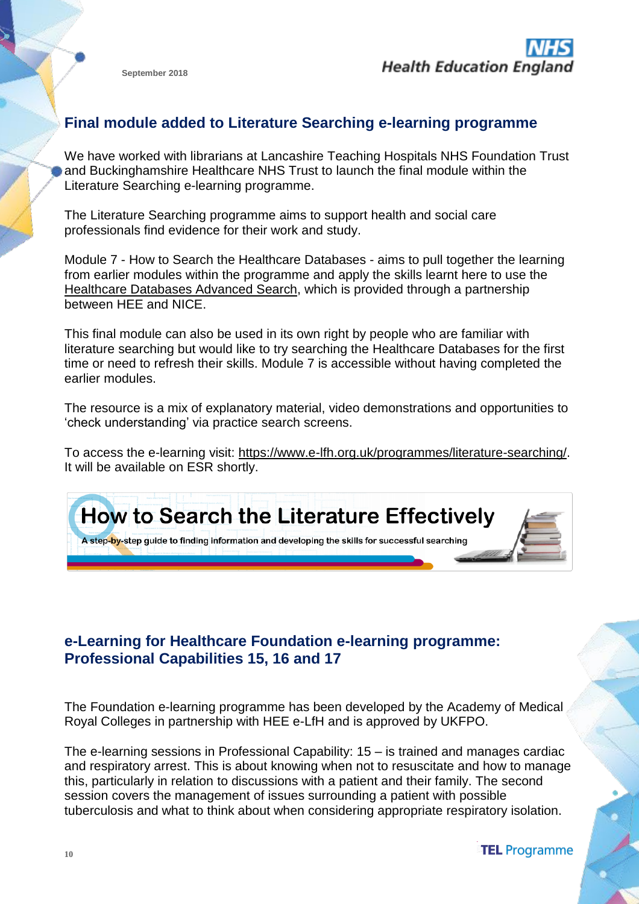## Final module added to Literature Searching e-learning programme

We have worked with librarians at Lancashire Teaching Hospitals NHS Foundation Trust and Buckinghamshire Healthcare NHS Trust to launch the final module within the Literature Searching e-learning programme.

The Literature Searching programme aims to support health and social care professionals find evidence for their work and study.

Module 7 - How to Search the Healthcare Databases - aims to pull together the learning from earlier modules within the programme and apply the skills learnt here to use the Healthcare Databases Advanced Search, which is provided through a partnership between HEE and NICE.

This final module can also be used in its own right by people who are familiar with literature searching but would like to try searching the Healthcare Databases for the first time or need to refresh their skills. Module 7 is accessible without having completed the earlier modules.

The resource is a mix of explanatory material, video demonstrations and opportunities to 'check understanding' via practice search screens.

To access the e-learning visit: https://www.e-lfh.org.uk/programmes/literature-searching/. It will be available on ESR shortly.

**How to Search the Literature Effectively**

A step-by-step guide to finding information and developing the skills for successful searching

## e-Learning for Healthcare Foundation e-learning programme: Professional Capabilities 15, 16 and 17

The Foundation e-learning programme has been developed by the Academy of Medical Royal Colleges in partnership with HEE e-LfH and is approved by UKFPO.

The e-learning sessions in Professional Capability: 15 – is trained and manages cardiac and respiratory arrest. This is about knowing when not to resuscitate and how to manage this, particularly in relation to discussions with a patient and their family. The second session covers the management of issues surrounding a patient with possible tuberculosis and what to think about when considering appropriate respiratory isolation.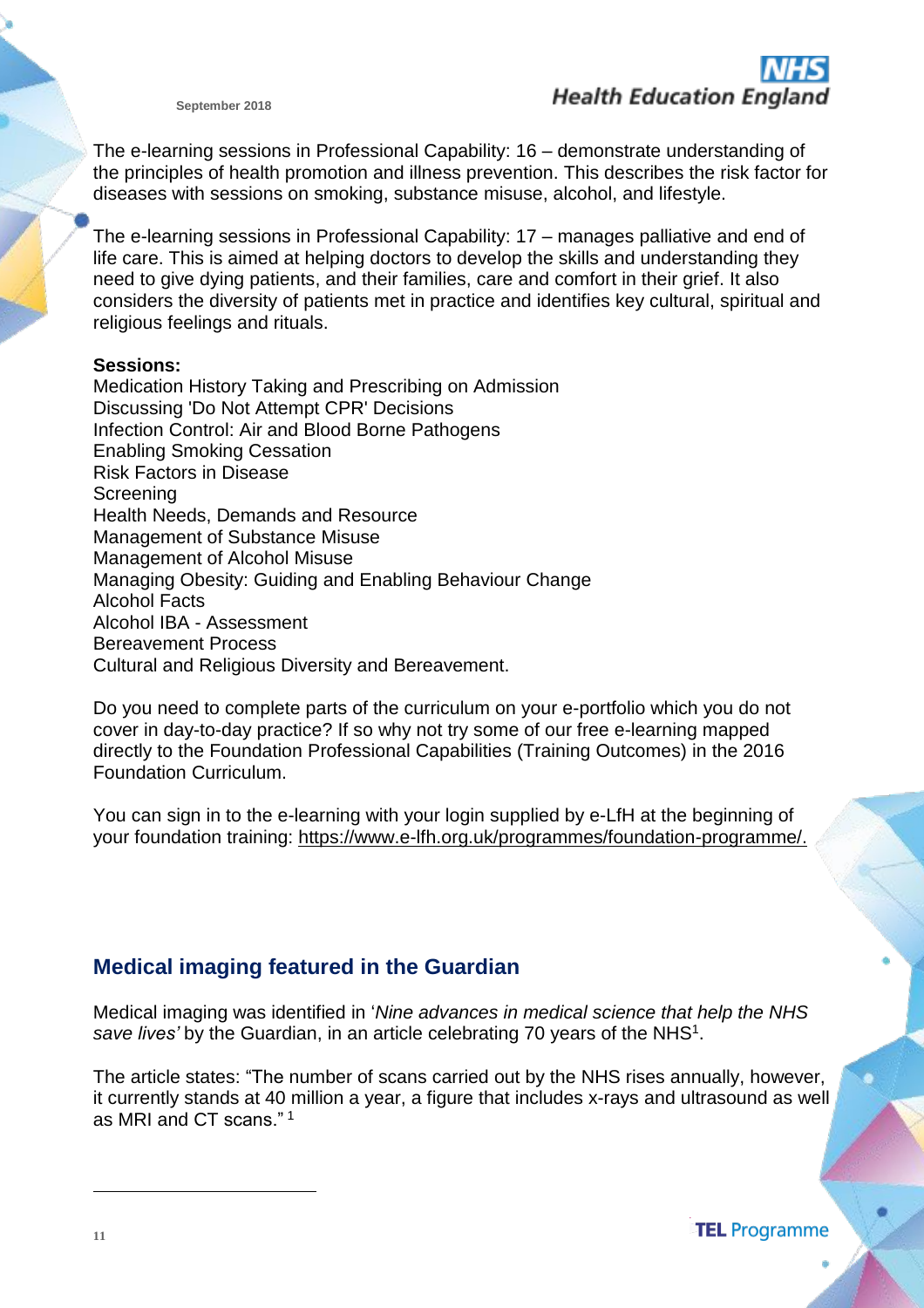The e-learning sessions in Professional Capability: 16 – demonstrate understanding of the principles of health promotion and illness prevention. This describes the risk factor for diseases with sessions on smoking, substance misuse, alcohol, and lifestyle.

The e-learning sessions in Professional Capability: 17 – manages palliative and end of life care. This is aimed at helping doctors to develop the skills and understanding they need to give dying patients, and their families, care and comfort in their grief. It also considers the diversity of patients met in practice and identifies key cultural, spiritual and religious feelings and rituals.

**Sessions:**
Medication History Taking and Prescribing on Admission
Discussing 'Do Not Attempt CPR' Decisions
Infection Control: Air and Blood Borne Pathogens
Enabling Smoking Cessation
Risk Factors in Disease
Screening
Health Needs, Demands and Resource
Management of Substance Misuse
Management of Alcohol Misuse
Managing Obesity: Guiding and Enabling Behaviour Change
Alcohol Facts
Alcohol IBA - Assessment
Bereavement Process
Cultural and Religious Diversity and Bereavement.

Do you need to complete parts of the curriculum on your e-portfolio which you do not cover in day-to-day practice? If so why not try some of our free e-learning mapped directly to the Foundation Professional Capabilities (Training Outcomes) in the 2016 Foundation Curriculum.

You can sign in to the e-learning with your login supplied by e-LfH at the beginning of your foundation training: https://www.e-lfh.org.uk/programmes/foundation-programme/.

## Medical imaging featured in the Guardian

Medical imaging was identified in '*Nine advances in medical science that help the NHS save lives'* by the Guardian, in an article celebrating 70 years of the NHS[1].

The article states: "The number of scans carried out by the NHS rises annually, however, it currently stands at 40 million a year, a figure that includes x-rays and ultrasound as well as MRI and CT scans." [1]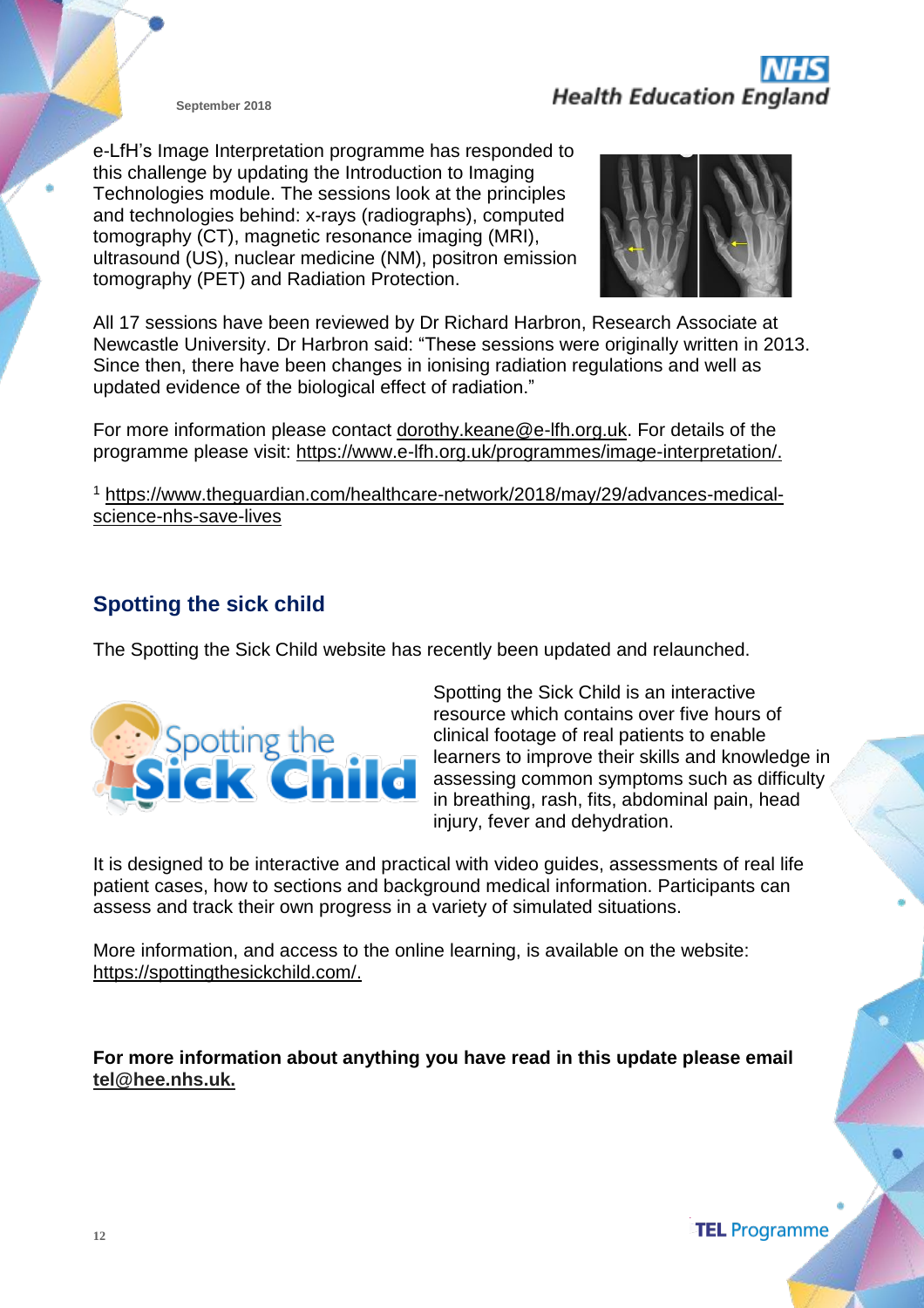e-LfH's Image Interpretation programme has responded to this challenge by updating the Introduction to Imaging Technologies module. The sessions look at the principles and technologies behind: x-rays (radiographs), computed tomography (CT), magnetic resonance imaging (MRI), ultrasound (US), nuclear medicine (NM), positron emission tomography (PET) and Radiation Protection.

All 17 sessions have been reviewed by Dr Richard Harbron, Research Associate at Newcastle University. Dr Harbron said: "These sessions were originally written in 2013. Since then, there have been changes in ionising radiation regulations and well as updated evidence of the biological effect of radiation."

For more information please contact dorothy.keane@e-lfh.org.uk. For details of the programme please visit: https://www.e-lfh.org.uk/programmes/image-interpretation/.

[1] https://www.theguardian.com/healthcare-network/2018/may/29/advances-medical-science-nhs-save-lives

## Spotting the sick child

The Spotting the Sick Child website has recently been updated and relaunched.

Spotting the Sick Child is an interactive resource which contains over five hours of clinical footage of real patients to enable learners to improve their skills and knowledge in assessing common symptoms such as difficulty in breathing, rash, fits, abdominal pain, head injury, fever and dehydration.

It is designed to be interactive and practical with video guides, assessments of real life patient cases, how to sections and background medical information. Participants can assess and track their own progress in a variety of simulated situations.

More information, and access to the online learning, is available on the website: https://spottingthesickchild.com/.

**For more information about anything you have read in this update please email tel@hee.nhs.uk.**